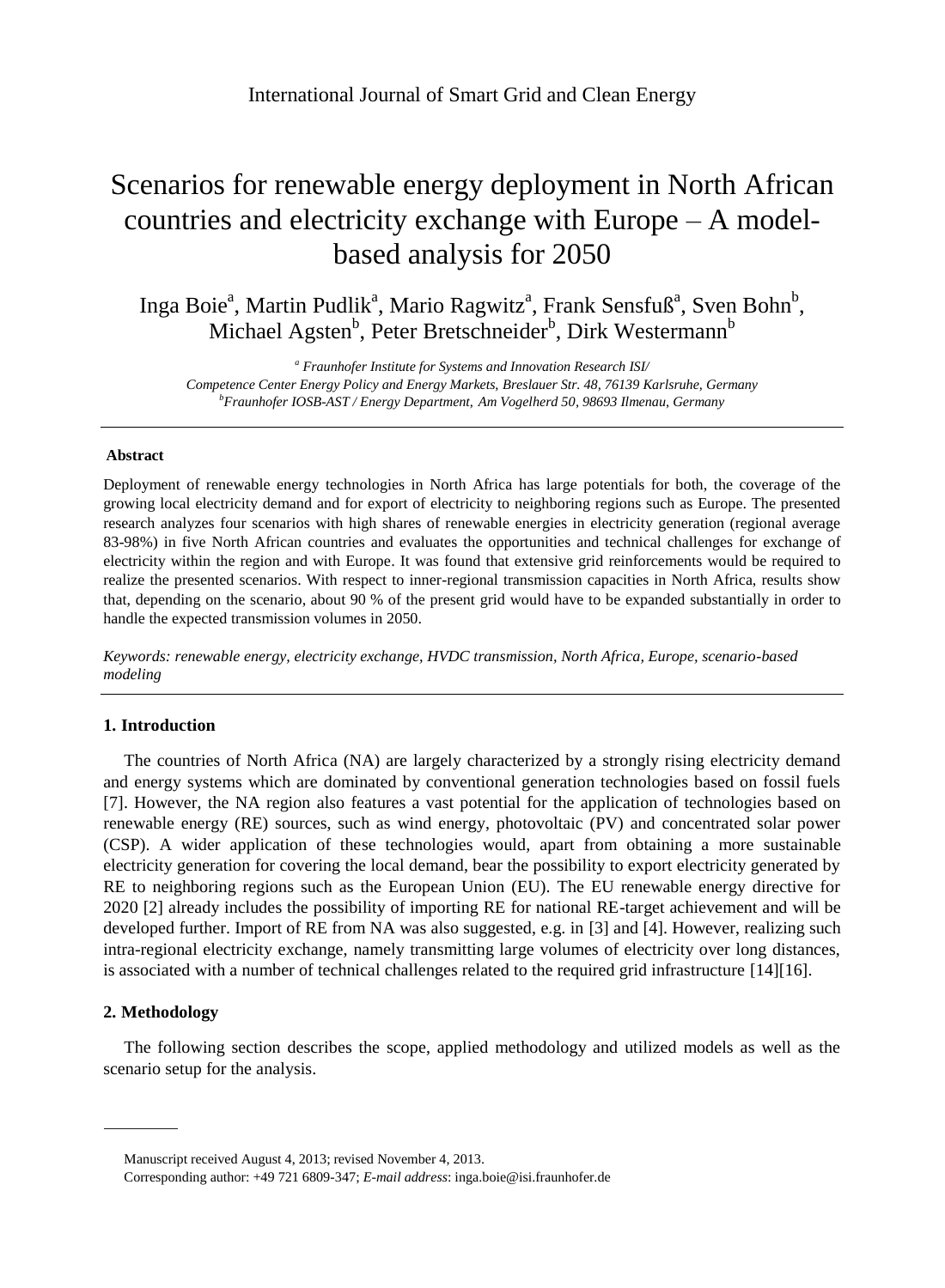# Scenarios for renewable energy deployment in North African countries and electricity exchange with Europe – A model-based analysis for 2050

Inga Boie[a], Martin Pudlik[a], Mario Ragwitz[a], Frank Sensfuß[a], Sven Bohn[b], Michael Agsten[b], Peter Bretschneider[b], Dirk Westermann[b]

[a] *Fraunhofer Institute for Systems and Innovation Research ISI/ Competence Center Energy Policy and Energy Markets, Breslauer Str. 48, 76139 Karlsruhe, Germany*
[b] *Fraunhofer IOSB-AST / Energy Department, Am Vogelherd 50, 98693 Ilmenau, Germany*

---

**Abstract**

Deployment of renewable energy technologies in North Africa has large potentials for both, the coverage of the growing local electricity demand and for export of electricity to neighboring regions such as Europe. The presented research analyzes four scenarios with high shares of renewable energies in electricity generation (regional average 83-98%) in five North African countries and evaluates the opportunities and technical challenges for exchange of electricity within the region and with Europe. It was found that extensive grid reinforcements would be required to realize the presented scenarios. With respect to inner-regional transmission capacities in North Africa, results show that, depending on the scenario, about 90 % of the present grid would have to be expanded substantially in order to handle the expected transmission volumes in 2050.

*Keywords: renewable energy, electricity exchange, HVDC transmission, North Africa, Europe, scenario-based modeling*

---

## 1. Introduction

The countries of North Africa (NA) are largely characterized by a strongly rising electricity demand and energy systems which are dominated by conventional generation technologies based on fossil fuels [7]. However, the NA region also features a vast potential for the application of technologies based on renewable energy (RE) sources, such as wind energy, photovoltaic (PV) and concentrated solar power (CSP). A wider application of these technologies would, apart from obtaining a more sustainable electricity generation for covering the local demand, bear the possibility to export electricity generated by RE to neighboring regions such as the European Union (EU). The EU renewable energy directive for 2020 [2] already includes the possibility of importing RE for national RE-target achievement and will be developed further. Import of RE from NA was also suggested, e.g. in [3] and [4]. However, realizing such intra-regional electricity exchange, namely transmitting large volumes of electricity over long distances, is associated with a number of technical challenges related to the required grid infrastructure [14][16].

## 2. Methodology

The following section describes the scope, applied methodology and utilized models as well as the scenario setup for the analysis.

---

Manuscript received August 4, 2013; revised November 4, 2013.

Corresponding author: +49 721 6809-347; *E-mail address*: inga.boie@isi.fraunhofer.de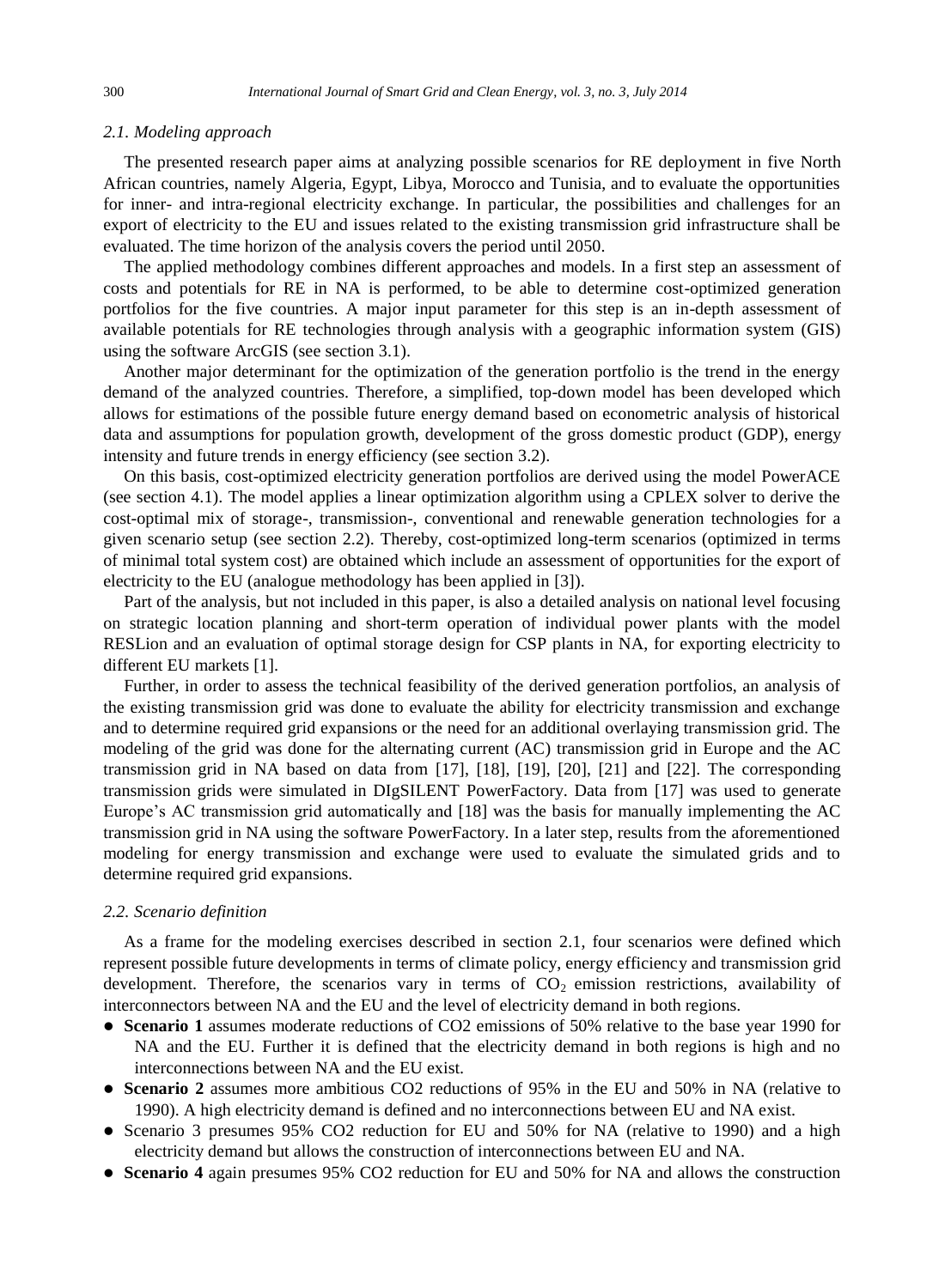### 2.1. Modeling approach

The presented research paper aims at analyzing possible scenarios for RE deployment in five North African countries, namely Algeria, Egypt, Libya, Morocco and Tunisia, and to evaluate the opportunities for inner- and intra-regional electricity exchange. In particular, the possibilities and challenges for an export of electricity to the EU and issues related to the existing transmission grid infrastructure shall be evaluated. The time horizon of the analysis covers the period until 2050.

The applied methodology combines different approaches and models. In a first step an assessment of costs and potentials for RE in NA is performed, to be able to determine cost-optimized generation portfolios for the five countries. A major input parameter for this step is an in-depth assessment of available potentials for RE technologies through analysis with a geographic information system (GIS) using the software ArcGIS (see section 3.1).

Another major determinant for the optimization of the generation portfolio is the trend in the energy demand of the analyzed countries. Therefore, a simplified, top-down model has been developed which allows for estimations of the possible future energy demand based on econometric analysis of historical data and assumptions for population growth, development of the gross domestic product (GDP), energy intensity and future trends in energy efficiency (see section 3.2).

On this basis, cost-optimized electricity generation portfolios are derived using the model PowerACE (see section 4.1). The model applies a linear optimization algorithm using a CPLEX solver to derive the cost-optimal mix of storage-, transmission-, conventional and renewable generation technologies for a given scenario setup (see section 2.2). Thereby, cost-optimized long-term scenarios (optimized in terms of minimal total system cost) are obtained which include an assessment of opportunities for the export of electricity to the EU (analogue methodology has been applied in [3]).

Part of the analysis, but not included in this paper, is also a detailed analysis on national level focusing on strategic location planning and short-term operation of individual power plants with the model RESLion and an evaluation of optimal storage design for CSP plants in NA, for exporting electricity to different EU markets [1].

Further, in order to assess the technical feasibility of the derived generation portfolios, an analysis of the existing transmission grid was done to evaluate the ability for electricity transmission and exchange and to determine required grid expansions or the need for an additional overlaying transmission grid. The modeling of the grid was done for the alternating current (AC) transmission grid in Europe and the AC transmission grid in NA based on data from [17], [18], [19], [20], [21] and [22]. The corresponding transmission grids were simulated in DIgSILENT PowerFactory. Data from [17] was used to generate Europe's AC transmission grid automatically and [18] was the basis for manually implementing the AC transmission grid in NA using the software PowerFactory. In a later step, results from the aforementioned modeling for energy transmission and exchange were used to evaluate the simulated grids and to determine required grid expansions.

### 2.2. Scenario definition

As a frame for the modeling exercises described in section 2.1, four scenarios were defined which represent possible future developments in terms of climate policy, energy efficiency and transmission grid development. Therefore, the scenarios vary in terms of $CO_2$ emission restrictions, availability of interconnectors between NA and the EU and the level of electricity demand in both regions.

- **Scenario 1** assumes moderate reductions of CO2 emissions of 50% relative to the base year 1990 for NA and the EU. Further it is defined that the electricity demand in both regions is high and no interconnections between NA and the EU exist.
- **Scenario 2** assumes more ambitious CO2 reductions of 95% in the EU and 50% in NA (relative to 1990). A high electricity demand is defined and no interconnections between EU and NA exist.
- Scenario 3 presumes 95% CO2 reduction for EU and 50% for NA (relative to 1990) and a high electricity demand but allows the construction of interconnections between EU and NA.
- **Scenario 4** again presumes 95% CO2 reduction for EU and 50% for NA and allows the construction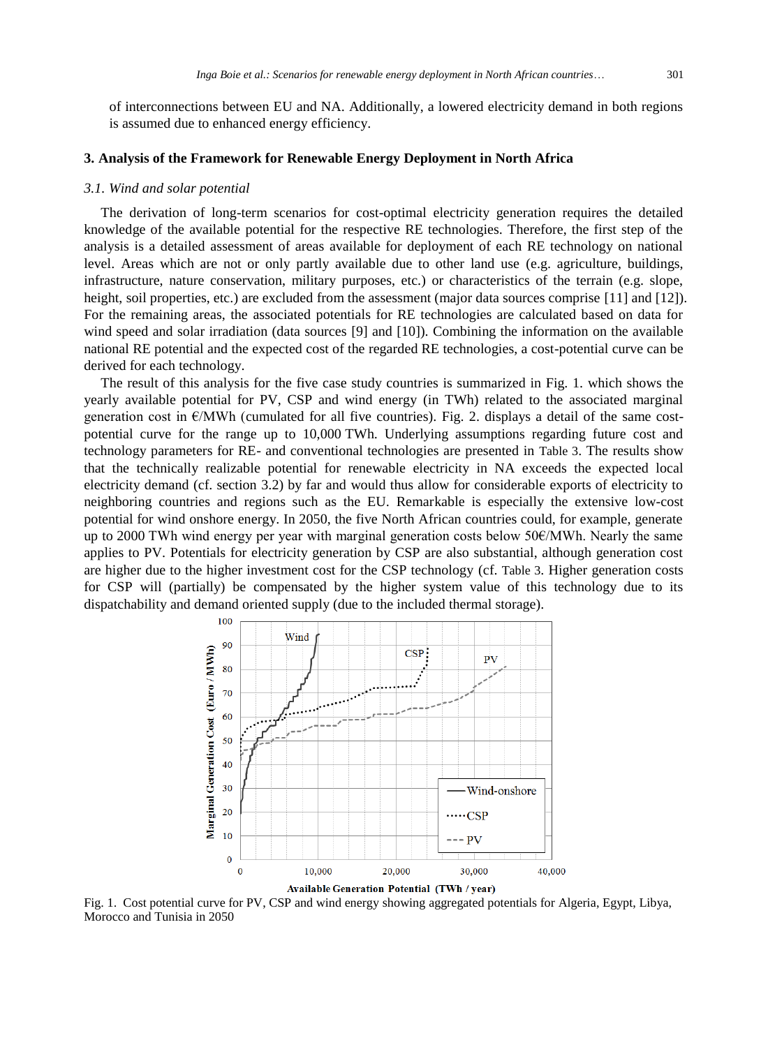of interconnections between EU and NA. Additionally, a lowered electricity demand in both regions is assumed due to enhanced energy efficiency.

## 3. Analysis of the Framework for Renewable Energy Deployment in North Africa

### *3.1. Wind and solar potential*

The derivation of long-term scenarios for cost-optimal electricity generation requires the detailed knowledge of the available potential for the respective RE technologies. Therefore, the first step of the analysis is a detailed assessment of areas available for deployment of each RE technology on national level. Areas which are not or only partly available due to other land use (e.g. agriculture, buildings, infrastructure, nature conservation, military purposes, etc.) or characteristics of the terrain (e.g. slope, height, soil properties, etc.) are excluded from the assessment (major data sources comprise [11] and [12]). For the remaining areas, the associated potentials for RE technologies are calculated based on data for wind speed and solar irradiation (data sources [9] and [10]). Combining the information on the available national RE potential and the expected cost of the regarded RE technologies, a cost-potential curve can be derived for each technology.

The result of this analysis for the five case study countries is summarized in Fig. 1. which shows the yearly available potential for PV, CSP and wind energy (in TWh) related to the associated marginal generation cost in €/MWh (cumulated for all five countries). Fig. 2. displays a detail of the same cost-potential curve for the range up to 10,000 TWh. Underlying assumptions regarding future cost and technology parameters for RE- and conventional technologies are presented in Table 3. The results show that the technically realizable potential for renewable electricity in NA exceeds the expected local electricity demand (cf. section 3.2) by far and would thus allow for considerable exports of electricity to neighboring countries and regions such as the EU. Remarkable is especially the extensive low-cost potential for wind onshore energy. In 2050, the five North African countries could, for example, generate up to 2000 TWh wind energy per year with marginal generation costs below 50€/MWh. Nearly the same applies to PV. Potentials for electricity generation by CSP are also substantial, although generation cost are higher due to the higher investment cost for the CSP technology (cf. Table 3. Higher generation costs for CSP will (partially) be compensated by the higher system value of this technology due to its dispatchability and demand oriented supply (due to the included thermal storage).

Fig. 1. Cost potential curve for PV, CSP and wind energy showing aggregated potentials for Algeria, Egypt, Libya, Morocco and Tunisia in 2050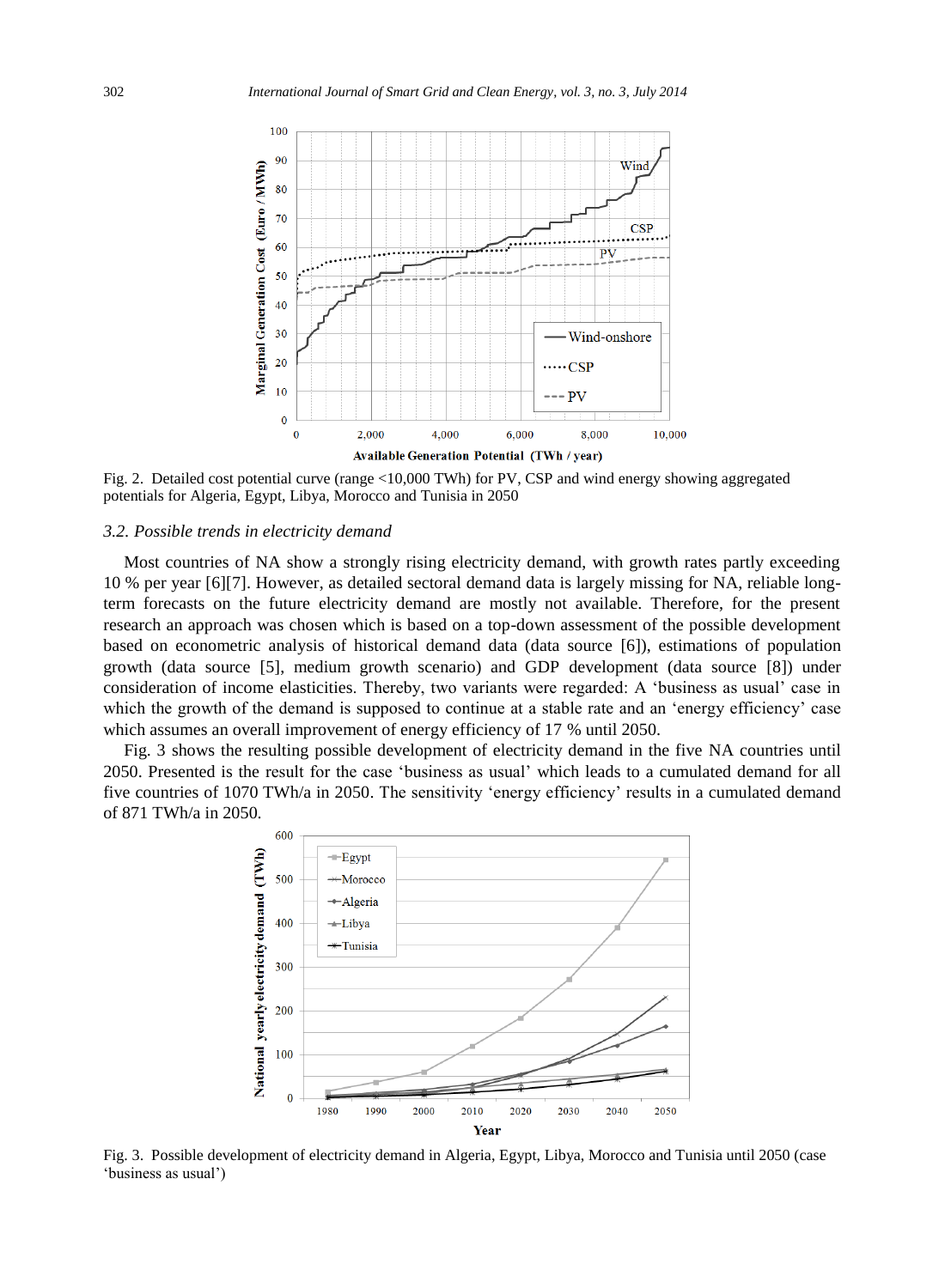Fig. 2. Detailed cost potential curve (range <10,000 TWh) for PV, CSP and wind energy showing aggregated potentials for Algeria, Egypt, Libya, Morocco and Tunisia in 2050

### *3.2. Possible trends in electricity demand*

Most countries of NA show a strongly rising electricity demand, with growth rates partly exceeding 10 % per year [6][7]. However, as detailed sectoral demand data is largely missing for NA, reliable long-term forecasts on the future electricity demand are mostly not available. Therefore, for the present research an approach was chosen which is based on a top-down assessment of the possible development based on econometric analysis of historical demand data (data source [6]), estimations of population growth (data source [5], medium growth scenario) and GDP development (data source [8]) under consideration of income elasticities. Thereby, two variants were regarded: A 'business as usual' case in which the growth of the demand is supposed to continue at a stable rate and an 'energy efficiency' case which assumes an overall improvement of energy efficiency of 17 % until 2050.

Fig. 3 shows the resulting possible development of electricity demand in the five NA countries until 2050. Presented is the result for the case 'business as usual' which leads to a cumulated demand for all five countries of 1070 TWh/a in 2050. The sensitivity 'energy efficiency' results in a cumulated demand of 871 TWh/a in 2050.

Fig. 3. Possible development of electricity demand in Algeria, Egypt, Libya, Morocco and Tunisia until 2050 (case 'business as usual')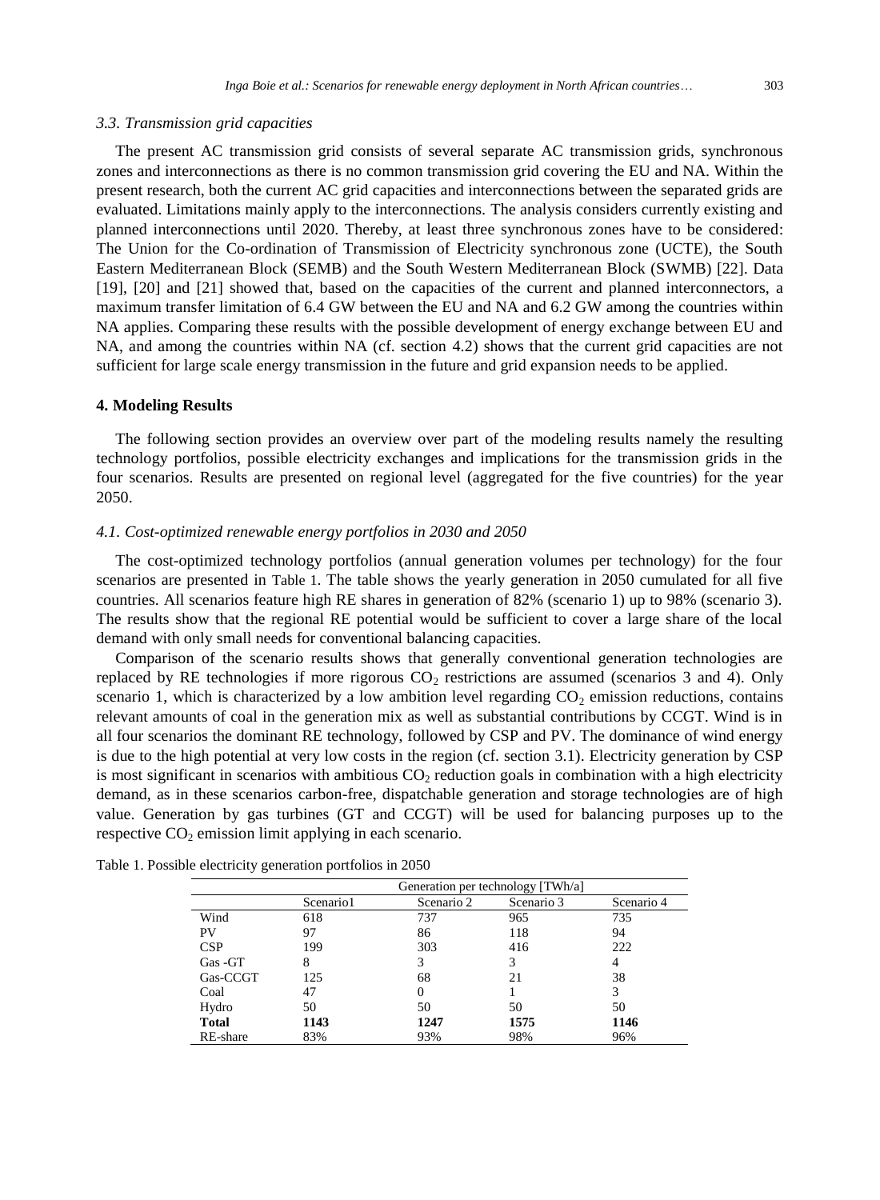### 3.3. Transmission grid capacities

The present AC transmission grid consists of several separate AC transmission grids, synchronous zones and interconnections as there is no common transmission grid covering the EU and NA. Within the present research, both the current AC grid capacities and interconnections between the separated grids are evaluated. Limitations mainly apply to the interconnections. The analysis considers currently existing and planned interconnections until 2020. Thereby, at least three synchronous zones have to be considered: The Union for the Co-ordination of Transmission of Electricity synchronous zone (UCTE), the South Eastern Mediterranean Block (SEMB) and the South Western Mediterranean Block (SWMB) [22]. Data [19], [20] and [21] showed that, based on the capacities of the current and planned interconnectors, a maximum transfer limitation of 6.4 GW between the EU and NA and 6.2 GW among the countries within NA applies. Comparing these results with the possible development of energy exchange between EU and NA, and among the countries within NA (cf. section 4.2) shows that the current grid capacities are not sufficient for large scale energy transmission in the future and grid expansion needs to be applied.

## 4. Modeling Results

The following section provides an overview over part of the modeling results namely the resulting technology portfolios, possible electricity exchanges and implications for the transmission grids in the four scenarios. Results are presented on regional level (aggregated for the five countries) for the year 2050.

### 4.1. Cost-optimized renewable energy portfolios in 2030 and 2050

The cost-optimized technology portfolios (annual generation volumes per technology) for the four scenarios are presented in Table 1. The table shows the yearly generation in 2050 cumulated for all five countries. All scenarios feature high RE shares in generation of 82% (scenario 1) up to 98% (scenario 3). The results show that the regional RE potential would be sufficient to cover a large share of the local demand with only small needs for conventional balancing capacities.

Comparison of the scenario results shows that generally conventional generation technologies are replaced by RE technologies if more rigorous $CO_2$ restrictions are assumed (scenarios 3 and 4). Only scenario 1, which is characterized by a low ambition level regarding $CO_2$ emission reductions, contains relevant amounts of coal in the generation mix as well as substantial contributions by CCGT. Wind is in all four scenarios the dominant RE technology, followed by CSP and PV. The dominance of wind energy is due to the high potential at very low costs in the region (cf. section 3.1). Electricity generation by CSP is most significant in scenarios with ambitious $CO_2$ reduction goals in combination with a high electricity demand, as in these scenarios carbon-free, dispatchable generation and storage technologies are of high value. Generation by gas turbines (GT and CCGT) will be used for balancing purposes up to the respective $CO_2$ emission limit applying in each scenario.

Table 1. Possible electricity generation portfolios in 2050

| | Generation per technology [TWh/a] | | | |
|---|---|---|---|---|
| | Scenario1 | Scenario 2 | Scenario 3 | Scenario 4 |
| Wind | 618 | 737 | 965 | 735 |
| PV | 97 | 86 | 118 | 94 |
| CSP | 199 | 303 | 416 | 222 |
| Gas -GT | 8 | 3 | 3 | 4 |
| Gas-CCGT | 125 | 68 | 21 | 38 |
| Coal | 47 | 0 | 1 | 3 |
| Hydro | 50 | 50 | 50 | 50 |
| **Total** | **1143** | **1247** | **1575** | **1146** |
| RE-share | 83% | 93% | 98% | 96% |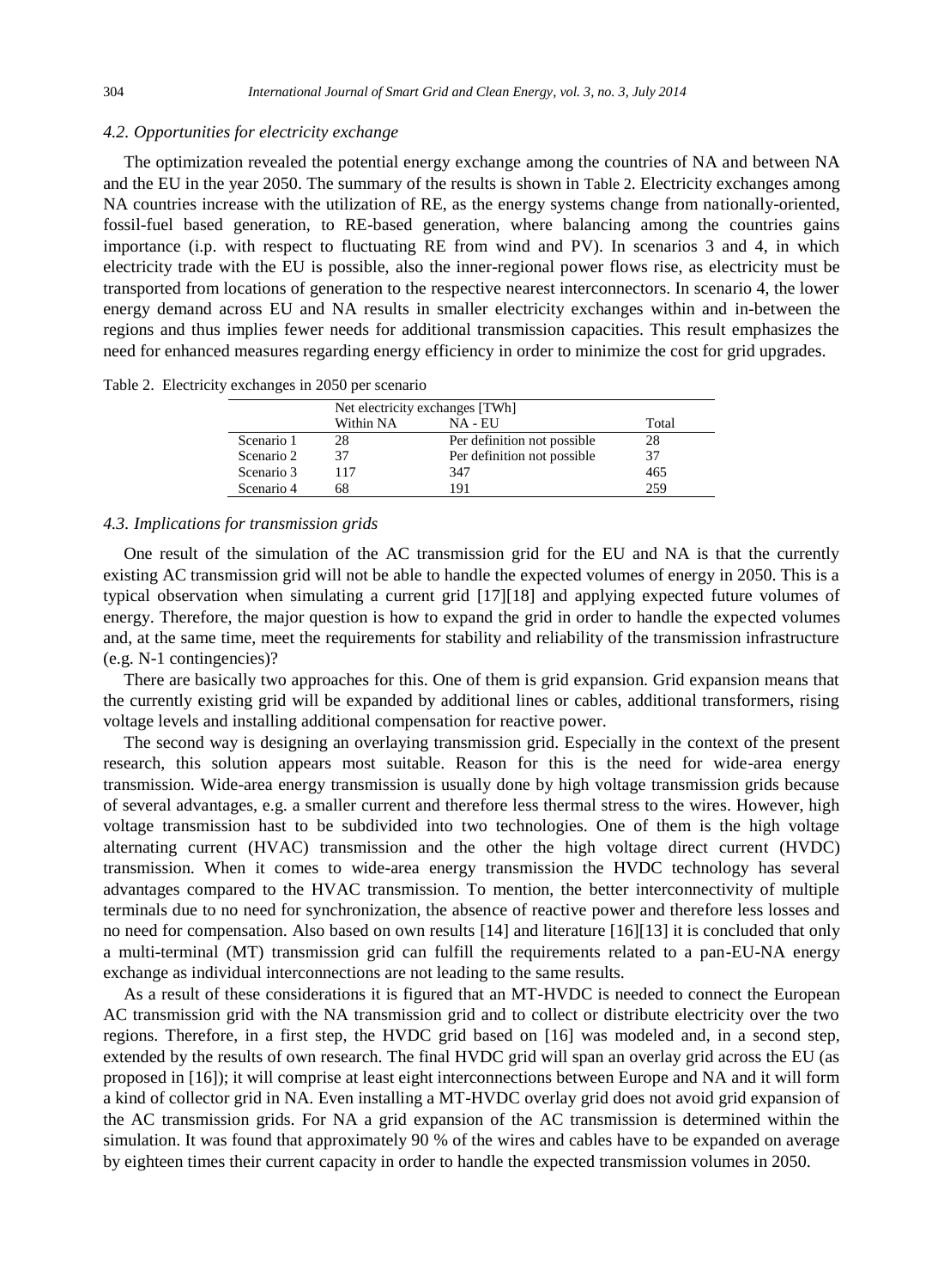### *4.2. Opportunities for electricity exchange*

The optimization revealed the potential energy exchange among the countries of NA and between NA and the EU in the year 2050. The summary of the results is shown in Table 2. Electricity exchanges among NA countries increase with the utilization of RE, as the energy systems change from nationally-oriented, fossil-fuel based generation, to RE-based generation, where balancing among the countries gains importance (i.p. with respect to fluctuating RE from wind and PV). In scenarios 3 and 4, in which electricity trade with the EU is possible, also the inner-regional power flows rise, as electricity must be transported from locations of generation to the respective nearest interconnectors. In scenario 4, the lower energy demand across EU and NA results in smaller electricity exchanges within and in-between the regions and thus implies fewer needs for additional transmission capacities. This result emphasizes the need for enhanced measures regarding energy efficiency in order to minimize the cost for grid upgrades.

Table 2. Electricity exchanges in 2050 per scenario

| | Net electricity exchanges [TWh] | | |
|---|---|---|---|
| | Within NA | NA - EU | Total |
| Scenario 1 | 28 | Per definition not possible | 28 |
| Scenario 2 | 37 | Per definition not possible | 37 |
| Scenario 3 | 117 | 347 | 465 |
| Scenario 4 | 68 | 191 | 259 |

### *4.3. Implications for transmission grids*

One result of the simulation of the AC transmission grid for the EU and NA is that the currently existing AC transmission grid will not be able to handle the expected volumes of energy in 2050. This is a typical observation when simulating a current grid [17][18] and applying expected future volumes of energy. Therefore, the major question is how to expand the grid in order to handle the expected volumes and, at the same time, meet the requirements for stability and reliability of the transmission infrastructure (e.g. N-1 contingencies)?

There are basically two approaches for this. One of them is grid expansion. Grid expansion means that the currently existing grid will be expanded by additional lines or cables, additional transformers, rising voltage levels and installing additional compensation for reactive power.

The second way is designing an overlaying transmission grid. Especially in the context of the present research, this solution appears most suitable. Reason for this is the need for wide-area energy transmission. Wide-area energy transmission is usually done by high voltage transmission grids because of several advantages, e.g. a smaller current and therefore less thermal stress to the wires. However, high voltage transmission hast to be subdivided into two technologies. One of them is the high voltage alternating current (HVAC) transmission and the other the high voltage direct current (HVDC) transmission. When it comes to wide-area energy transmission the HVDC technology has several advantages compared to the HVAC transmission. To mention, the better interconnectivity of multiple terminals due to no need for synchronization, the absence of reactive power and therefore less losses and no need for compensation. Also based on own results [14] and literature [16][13] it is concluded that only a multi-terminal (MT) transmission grid can fulfill the requirements related to a pan-EU-NA energy exchange as individual interconnections are not leading to the same results.

As a result of these considerations it is figured that an MT-HVDC is needed to connect the European AC transmission grid with the NA transmission grid and to collect or distribute electricity over the two regions. Therefore, in a first step, the HVDC grid based on [16] was modeled and, in a second step, extended by the results of own research. The final HVDC grid will span an overlay grid across the EU (as proposed in [16]); it will comprise at least eight interconnections between Europe and NA and it will form a kind of collector grid in NA. Even installing a MT-HVDC overlay grid does not avoid grid expansion of the AC transmission grids. For NA a grid expansion of the AC transmission is determined within the simulation. It was found that approximately 90 % of the wires and cables have to be expanded on average by eighteen times their current capacity in order to handle the expected transmission volumes in 2050.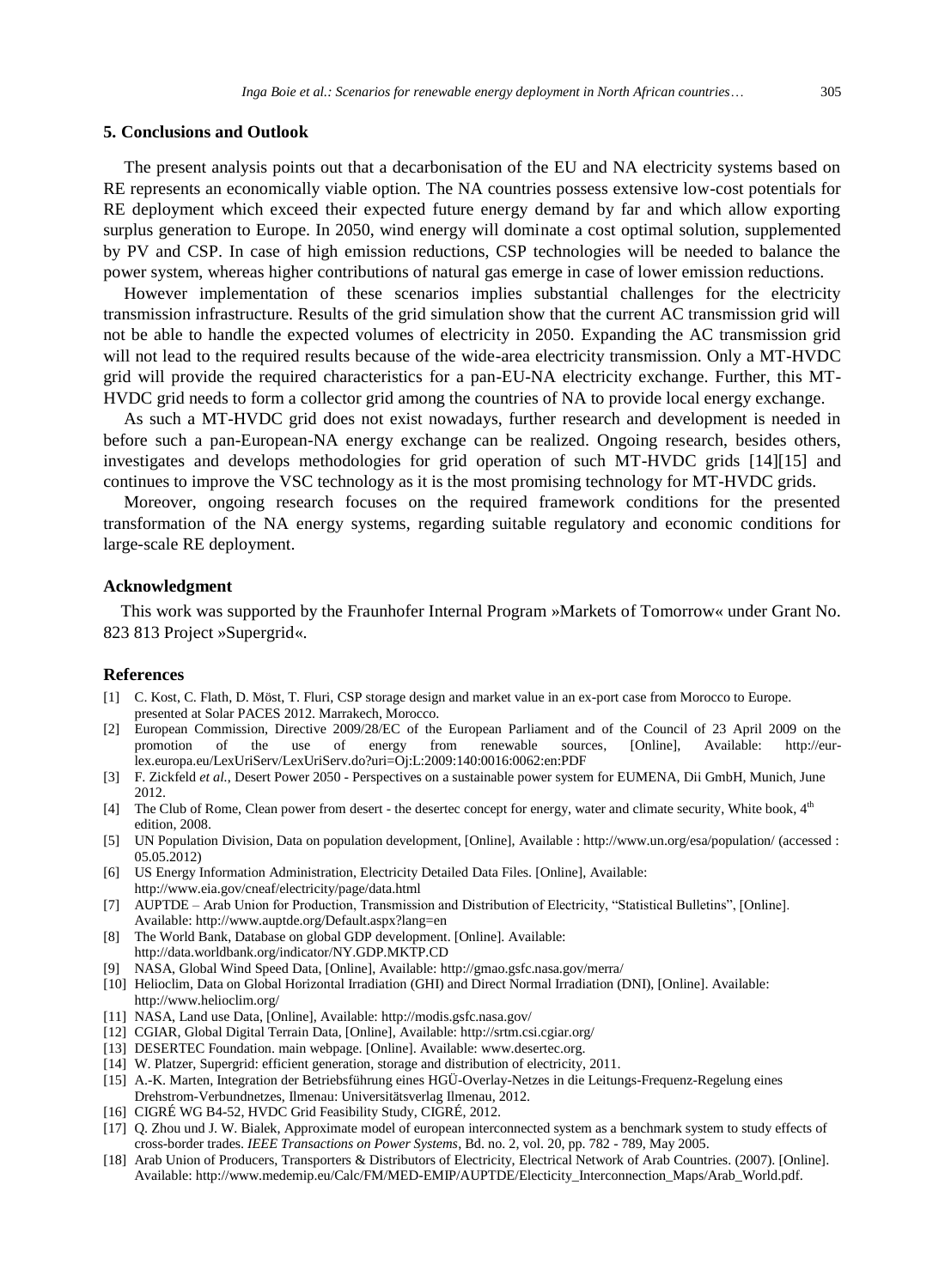## 5. Conclusions and Outlook

The present analysis points out that a decarbonisation of the EU and NA electricity systems based on RE represents an economically viable option. The NA countries possess extensive low-cost potentials for RE deployment which exceed their expected future energy demand by far and which allow exporting surplus generation to Europe. In 2050, wind energy will dominate a cost optimal solution, supplemented by PV and CSP. In case of high emission reductions, CSP technologies will be needed to balance the power system, whereas higher contributions of natural gas emerge in case of lower emission reductions.

However implementation of these scenarios implies substantial challenges for the electricity transmission infrastructure. Results of the grid simulation show that the current AC transmission grid will not be able to handle the expected volumes of electricity in 2050. Expanding the AC transmission grid will not lead to the required results because of the wide-area electricity transmission. Only a MT-HVDC grid will provide the required characteristics for a pan-EU-NA electricity exchange. Further, this MT-HVDC grid needs to form a collector grid among the countries of NA to provide local energy exchange.

As such a MT-HVDC grid does not exist nowadays, further research and development besides is needed in before such a pan-European-NA energy exchange can be realized. Ongoing research, besides others, investigates and develops methodologies for grid operation of such MT-HVDC grids [14][15] and continues to improve the VSC technology as it is the most promising technology for MT-HVDC grids.

Moreover, ongoing research focuses on the required framework conditions for the presented transformation of the NA energy systems, regarding suitable regulatory and economic conditions for large-scale RE deployment.

### Acknowledgment

This work was supported by the Fraunhofer Internal Program »Markets of Tomorrow« under Grant No. 823 813 Project »Supergrid«.

### References

[1] C. Kost, C. Flath, D. Möst, T. Fluri, CSP storage design and market value in an ex-port case from Morocco to Europe. presented at Solar PACES 2012. Marrakech, Morocco.

[2] European Commission, Directive 2009/28/EC of the European Parliament and of the Council of 23 April 2009 on the promotion of the use of energy from renewable sources, [Online], Available: http://eur-lex.europa.eu/LexUriServ/LexUriServ.do?uri=Oj:L:2009:140:0016:0062:en:PDF

[3] F. Zickfeld *et al.*, Desert Power 2050 - Perspectives on a sustainable power system for EUMENA, Dii GmbH, Munich, June 2012.

[4] The Club of Rome, Clean power from desert - the desertec concept for energy, water and climate security, White book, 4th edition, 2008.

[5] UN Population Division, Data on population development, [Online], Available : http://www.un.org/esa/population/ (accessed : 05.05.2012)

[6] US Energy Information Administration, Electricity Detailed Data Files. [Online], Available: http://www.eia.gov/cneaf/electricity/page/data.html

[7] AUPTDE – Arab Union for Production, Transmission and Distribution of Electricity, "Statistical Bulletins", [Online]. Available: http://www.auptde.org/Default.aspx?lang=en

[8] The World Bank, Database on global GDP development. [Online]. Available: http://data.worldbank.org/indicator/NY.GDP.MKTP.CD

[9] NASA, Global Wind Speed Data, [Online], Available: http://gmao.gsfc.nasa.gov/merra/

[10] Helioclim, Data on Global Horizontal Irradiation (GHI) and Direct Normal Irradiation (DNI), [Online]. Available: http://www.helioclim.org/

[11] NASA, Land use Data, [Online], Available: http://modis.gsfc.nasa.gov/

[12] CGIAR, Global Digital Terrain Data, [Online], Available: http://srtm.csi.cgiar.org/

[13] DESERTEC Foundation. main webpage. [Online]. Available: www.desertec.org.

[14] W. Platzer, Supergrid: efficient generation, storage and distribution of electricity, 2011.

[15] A.-K. Marten, Integration der Betriebsführung eines HGÜ-Overlay-Netzes in die Leitungs-Frequenz-Regelung eines Drehstrom-Verbundnetzes, Ilmenau: Universitätsverlag Ilmenau, 2012.

[16] CIGRÉ WG B4-52, HVDC Grid Feasibility Study, CIGRÉ, 2012.

[17] Q. Zhou und J. W. Bialek, Approximate model of european interconnected system as a benchmark system to study effects of cross-border trades. *IEEE Transactions on Power Systems*, Bd. no. 2, vol. 20, pp. 782 - 789, May 2005.

[18] Arab Union of Producers, Transporters & Distributors of Electricity, Electrical Network of Arab Countries. (2007). [Online]. Available: http://www.medemip.eu/Calc/FM/MED-EMIP/AUPTDE/Electicity_Interconnection_Maps/Arab_World.pdf.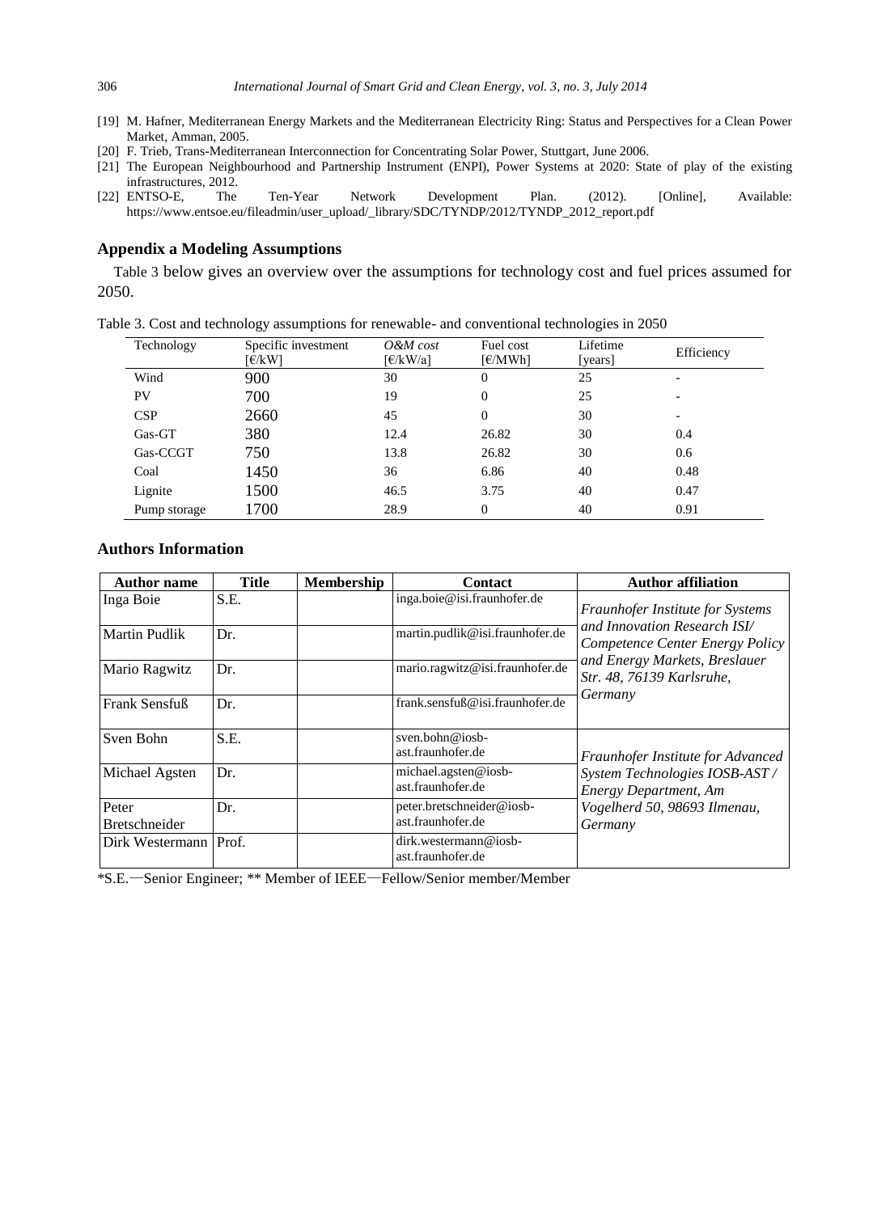[19] M. Hafner, Mediterranean Energy Markets and the Mediterranean Electricity Ring: Status and Perspectives for a Clean Power Market, Amman, 2005.

[20] F. Trieb, Trans-Mediterranean Interconnection for Concentrating Solar Power, Stuttgart, June 2006.

[21] The European Neighbourhood and Partnership Instrument (ENPI), Power Systems at 2020: State of play of the existing infrastructures, 2012.

[22] ENTSO-E, The Ten-Year Network Development Plan. (2012). [Online], Available: https://www.entsoe.eu/fileadmin/user_upload/_library/SDC/TYNDP/2012/TYNDP_2012_report.pdf

## Appendix a Modeling Assumptions

Table 3 below gives an overview over the assumptions for technology cost and fuel prices assumed for 2050.

Table 3. Cost and technology assumptions for renewable- and conventional technologies in 2050

| Technology | Specific investment [€/kW] | *O&M cost* [€/kW/a] | Fuel cost [€/MWh] | Lifetime [years] | Efficiency |
|---|---|---|---|---|---|
| Wind | 900 | 30 | 0 | 25 | - |
| PV | 700 | 19 | 0 | 25 | - |
| CSP | 2660 | 45 | 0 | 30 | - |
| Gas-GT | 380 | 12.4 | 26.82 | 30 | 0.4 |
| Gas-CCGT | 750 | 13.8 | 26.82 | 30 | 0.6 |
| Coal | 1450 | 36 | 6.86 | 40 | 0.48 |
| Lignite | 1500 | 46.5 | 3.75 | 40 | 0.47 |
| Pump storage | 1700 | 28.9 | 0 | 40 | 0.91 |

## Authors Information

| Author name | Title | Membership | Contact | Author affiliation |
|---|---|---|---|---|
| Inga Boie | S.E. | | inga.boie@isi.fraunhofer.de | *Fraunhofer Institute for Systems and Innovation Research ISI/ Competence Center Energy Policy and Energy Markets, Breslauer Str. 48, 76139 Karlsruhe, Germany* |
| Martin Pudlik | Dr. | | martin.pudlik@isi.fraunhofer.de | |
| Mario Ragwitz | Dr. | | mario.ragwitz@isi.fraunhofer.de | |
| Frank Sensfuß | Dr. | | frank.sensfuß@isi.fraunhofer.de | |
| Sven Bohn | S.E. | | sven.bohn@iosb-ast.fraunhofer.de | *Fraunhofer Institute for Advanced System Technologies IOSB-AST / Energy Department, Am Vogelherd 50, 98693 Ilmenau, Germany* |
| Michael Agsten | Dr. | | michael.agsten@iosb-ast.fraunhofer.de | |
| Peter Bretschneider | Dr. | | peter.bretschneider@iosb-ast.fraunhofer.de | |
| Dirk Westermann | Prof. | | dirk.westermann@iosb-ast.fraunhofer.de | |

*S.E.—Senior Engineer; ** Member of IEEE—Fellow/Senior member/Member